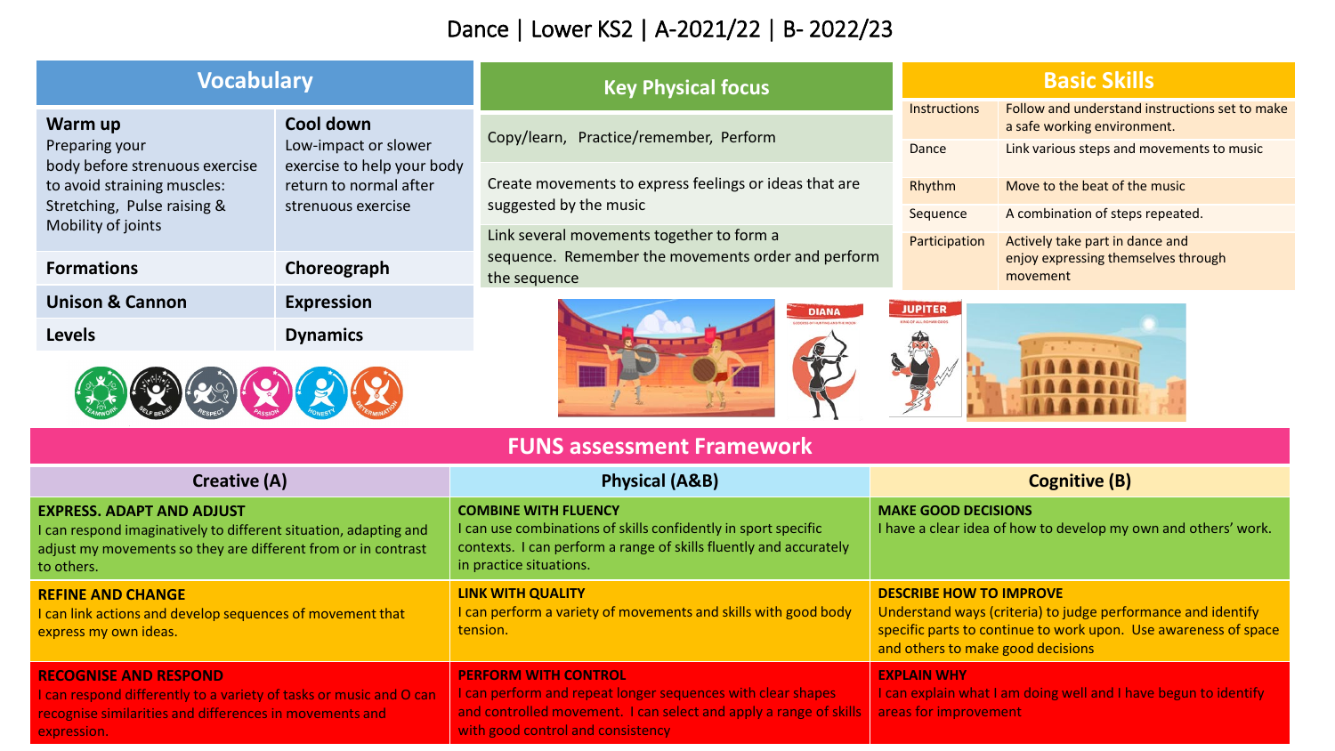# Dance | Lower KS2 | A-2021/22 | B- 2022/23

## Vocabulary

| | |
|---|---|
| **Warm up**<br>Preparing your body before strenuous exercise to avoid straining muscles: Stretching, Pulse raising & Mobility of joints | **Cool down**<br>Low-impact or slower exercise to help your body return to normal after strenuous exercise |
| **Formations** | **Choreograph** |
| **Unison & Cannon** | **Expression** |
| **Levels** | **Dynamics** |

## Key Physical focus

- Copy/learn, Practice/remember, Perform
- Create movements to express feelings or ideas that are suggested by the music
- Link several movements together to form a sequence. Remember the movements order and perform the sequence

## Basic Skills

| | |
|---|---|
| Instructions | Follow and understand instructions set to make a safe working environment. |
| Dance | Link various steps and movements to music |
| Rhythm | Move to the beat of the music |
| Sequence | A combination of steps repeated. |
| Participation | Actively take part in dance and enjoy expressing themselves through movement |

## FUNS assessment Framework

| Creative (A) | Physical (A&B) | Cognitive (B) |
|---|---|---|
| **EXPRESS. ADAPT AND ADJUST**<br>I can respond imaginatively to different situation, adapting and adjust my movements so they are different from or in contrast to others. | **COMBINE WITH FLUENCY**<br>I can use combinations of skills confidently in sport specific contexts. I can perform a range of skills fluently and accurately in practice situations. | **MAKE GOOD DECISIONS**<br>I have a clear idea of how to develop my own and others' work. |
| **REFINE AND CHANGE**<br>I can link actions and develop sequences of movement that express my own ideas. | **LINK WITH QUALITY**<br>I can perform a variety of movements and skills with good body tension. | **DESCRIBE HOW TO IMPROVE**<br>Understand ways (criteria) to judge performance and identify specific parts to continue to work upon. Use awareness of space and others to make good decisions |
| **RECOGNISE AND RESPOND**<br>I can respond differently to a variety of tasks or music and O can recognise similarities and differences in movements and expression. | **PERFORM WITH CONTROL**<br>I can perform and repeat longer sequences with clear shapes and controlled movement. I can select and apply a range of skills with good control and consistency | **EXPLAIN WHY**<br>I can explain what I am doing well and I have begun to identify areas for improvement |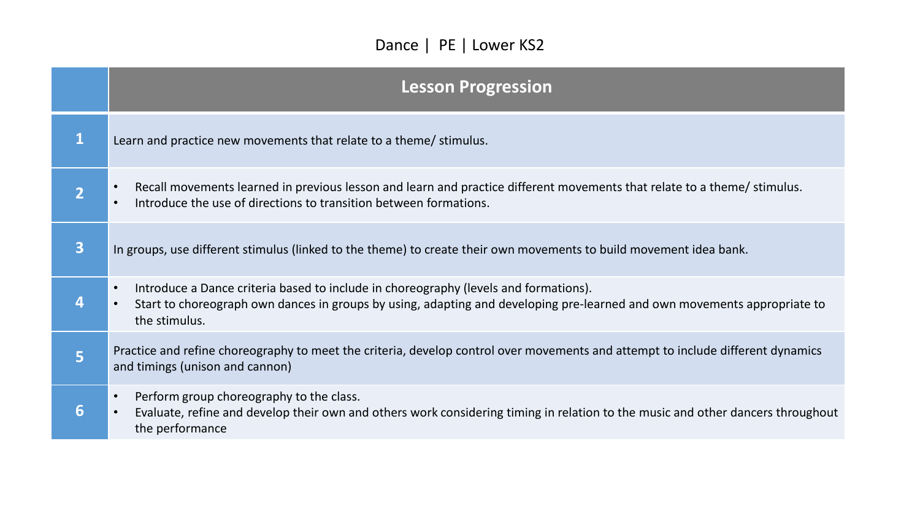Dance | PE | Lower KS2

| | **Lesson Progression** |
|---|---|
| **1** | Learn and practice new movements that relate to a theme/ stimulus. |
| **2** | • Recall movements learned in previous lesson and learn and practice different movements that relate to a theme/ stimulus.<br>• Introduce the use of directions to transition between formations. |
| **3** | In groups, use different stimulus (linked to the theme) to create their own movements to build movement idea bank. |
| **4** | • Introduce a Dance criteria based to include in choreography (levels and formations).<br>• Start to choreograph own dances in groups by using, adapting and developing pre-learned and own movements appropriate to the stimulus. |
| **5** | Practice and refine choreography to meet the criteria, develop control over movements and attempt to include different dynamics and timings (unison and cannon) |
| **6** | • Perform group choreography to the class.<br>• Evaluate, refine and develop their own and others work considering timing in relation to the music and other dancers throughout the performance |